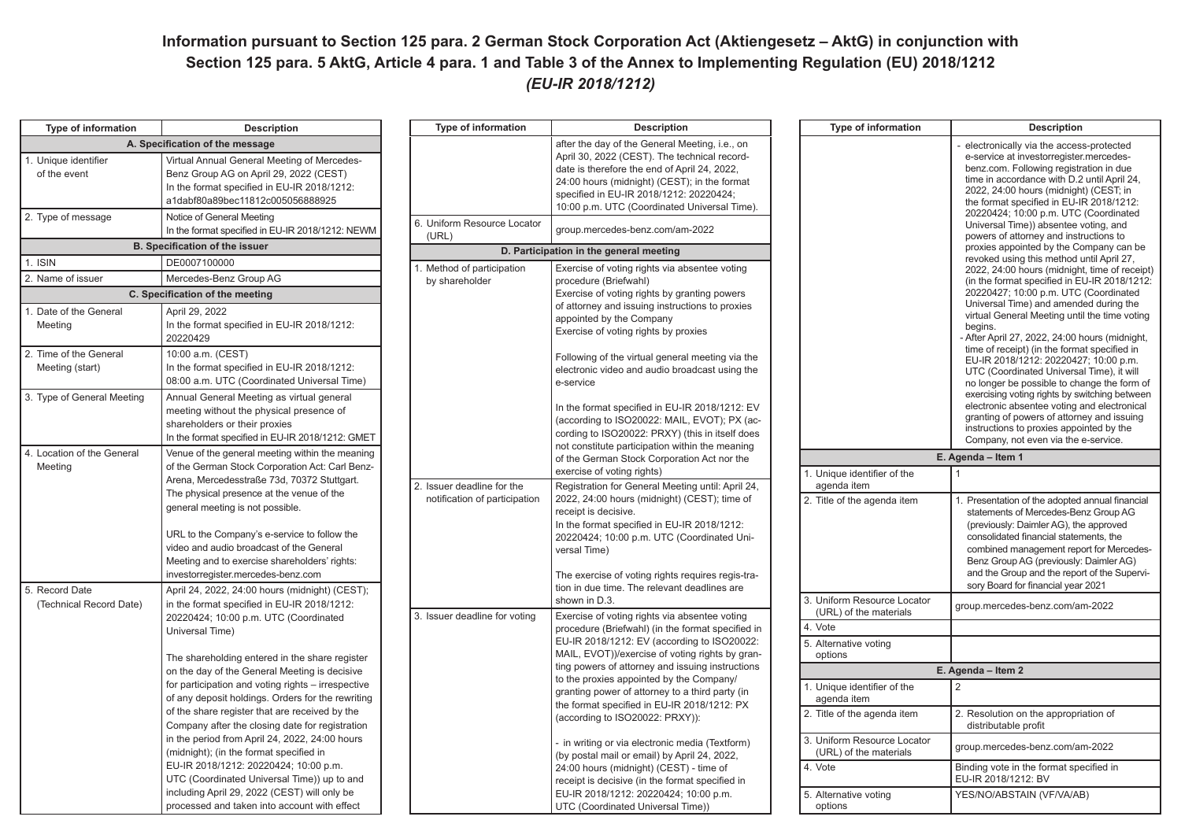# Information pursuant to Section 125 para. 2 German Stock Corporation Act (Aktiengesetz – AktG) in conjunction with Section 125 para. 5 AktG, Article 4 para. 1 and Table 3 of the Annex to Implementing Regulation (EU) 2018/1212 *(EU-IR 2018/1212)*

| Type of information | Description |
|---|---|
| **A. Specification of the message** | |
| 1. Unique identifier of the event | Virtual Annual General Meeting of Mercedes-Benz Group AG on April 29, 2022 (CEST)<br>In the format specified in EU-IR 2018/1212: a1dabf80a89bec11812c005056888925 |
| 2. Type of message | Notice of General Meeting<br>In the format specified in EU-IR 2018/1212: NEWM |
| **B. Specification of the issuer** | |
| 1. ISIN | DE0007100000 |
| 2. Name of issuer | Mercedes-Benz Group AG |
| **C. Specification of the meeting** | |
| 1. Date of the General Meeting | April 29, 2022<br>In the format specified in EU-IR 2018/1212: 20220429 |
| 2. Time of the General Meeting (start) | 10:00 a.m. (CEST)<br>In the format specified in EU-IR 2018/1212: 08:00 a.m. UTC (Coordinated Universal Time) |
| 3. Type of General Meeting | Annual General Meeting as virtual general meeting without the physical presence of shareholders or their proxies<br>In the format specified in EU-IR 2018/1212: GMET |
| 4. Location of the General Meeting | Venue of the general meeting within the meaning of the German Stock Corporation Act: Carl Benz-Arena, Mercedesstraße 73d, 70372 Stuttgart. The physical presence at the venue of the general meeting is not possible.<br><br>URL to the Company's e-service to follow the video and audio broadcast of the General Meeting and to exercise shareholders' rights: investorregister.mercedes-benz.com |
| 5. Record Date (Technical Record Date) | April 24, 2022, 24:00 hours (midnight) (CEST); in the format specified in EU-IR 2018/1212: 20220424; 10:00 p.m. UTC (Coordinated Universal Time)<br><br>The shareholding entered in the share register on the day of the General Meeting is decisive for participation and voting rights – irrespective of any deposit holdings. Orders for the rewriting of the share register that are received by the Company after the closing date for registration in the period from April 24, 2022, 24:00 hours (midnight); (in the format specified in EU-IR 2018/1212: 20220424; 10:00 p.m. UTC (Coordinated Universal Time)) up to and including April 29, 2022 (CEST) will only be processed and taken into account with effect after the day of the General Meeting, i.e., on April 30, 2022 (CEST). The technical record-date is therefore the end of April 24, 2022, 24:00 hours (midnight) (CEST); in the format specified in EU-IR 2018/1212: 20220424; 10:00 p.m. UTC (Coordinated Universal Time). |
| 6. Uniform Resource Locator (URL) | group.mercedes-benz.com/am-2022 |
| **D. Participation in the general meeting** | |
| 1. Method of participation by shareholder | Exercise of voting rights via absentee voting procedure (Briefwahl)<br>Exercise of voting rights by granting powers of attorney and issuing instructions to proxies appointed by the Company<br>Exercise of voting rights by proxies<br><br>Following of the virtual general meeting via the electronic video and audio broadcast using the e-service<br><br>In the format specified in EU-IR 2018/1212: EV (according to ISO20022: MAIL, EVOT); PX (according to ISO20022: PRXY) (this in itself does not constitute participation within the meaning of the German Stock Corporation Act nor the exercise of voting rights) |
| 2. Issuer deadline for the notification of participation | Registration for General Meeting until: April 24, 2022, 24:00 hours (midnight) (CEST); time of receipt is decisive.<br>In the format specified in EU-IR 2018/1212: 20220424; 10:00 p.m. UTC (Coordinated Universal Time)<br><br>The exercise of voting rights requires regis-tration in due time. The relevant deadlines are shown in D.3. |
| 3. Issuer deadline for voting | Exercise of voting rights via absentee voting procedure (Briefwahl) (in the format specified in EU-IR 2018/1212: EV (according to ISO20022: MAIL, EVOT))/exercise of voting rights by granting powers of attorney and issuing instructions to the proxies appointed by the Company/ granting power of attorney to a third party (in the format specified in EU-IR 2018/1212: PX (according to ISO20022: PRXY)):<br><br>- in writing or via electronic media (Textform) (by postal mail or email) by April 24, 2022, 24:00 hours (midnight) (CEST) - time of receipt is decisive (in the format specified in EU-IR 2018/1212: 20220424; 10:00 p.m. UTC (Coordinated Universal Time))<br>- electronically via the access-protected e-service at investorregister.mercedes-benz.com. Following registration in due time in accordance with D.2 until April 24, 2022, 24:00 hours (midnight) (CEST; in the format specified in EU-IR 2018/1212: 20220424; 10:00 p.m. UTC (Coordinated Universal Time)) absentee voting, and powers of attorney and instructions to proxies appointed by the Company can be revoked using this method until April 27, 2022, 24:00 hours (midnight, time of receipt) (in the format specified in EU-IR 2018/1212: 20220427; 10:00 p.m. UTC (Coordinated Universal Time) and amended during the virtual General Meeting until the time voting begins.<br>- After April 27, 2022, 24:00 hours (midnight, time of receipt) (in the format specified in EU-IR 2018/1212: 20220427; 10:00 p.m. UTC (Coordinated Universal Time), it will no longer be possible to change the form of exercising voting rights by switching between electronic absentee voting and electronical granting of powers of attorney and issuing instructions to proxies appointed by the Company, not even via the e-service. |
| **E. Agenda – Item 1** | |
| 1. Unique identifier of the agenda item | 1 |
| 2. Title of the agenda item | 1. Presentation of the adopted annual financial statements of Mercedes-Benz Group AG (previously: Daimler AG), the approved consolidated financial statements, the combined management report for Mercedes-Benz Group AG (previously: Daimler AG) and the Group and the report of the Supervisory Board for financial year 2021 |
| 3. Uniform Resource Locator (URL) of the materials | group.mercedes-benz.com/am-2022 |
| 4. Vote | |
| 5. Alternative voting options | |
| **E. Agenda – Item 2** | |
| 1. Unique identifier of the agenda item | 2 |
| 2. Title of the agenda item | 2. Resolution on the appropriation of distributable profit |
| 3. Uniform Resource Locator (URL) of the materials | group.mercedes-benz.com/am-2022 |
| 4. Vote | Binding vote in the format specified in EU-IR 2018/1212: BV |
| 5. Alternative voting options | YES/NO/ABSTAIN (VF/VA/AB) |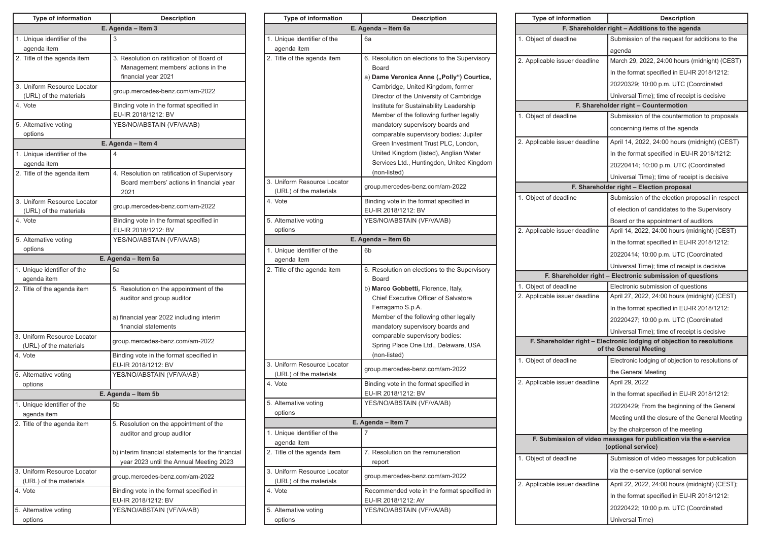| Type of information | Description |
|---|---|
| **E. Agenda – Item 3** | |
| 1. Unique identifier of the agenda item | 3 |
| 2. Title of the agenda item | 3. Resolution on ratification of Board of Management members' actions in the financial year 2021 |
| 3. Uniform Resource Locator (URL) of the materials | group.mercedes-benz.com/am-2022 |
| 4. Vote | Binding vote in the format specified in EU-IR 2018/1212: BV |
| 5. Alternative voting options | YES/NO/ABSTAIN (VF/VA/AB) |
| **E. Agenda – Item 4** | |
| 1. Unique identifier of the agenda item | 4 |
| 2. Title of the agenda item | 4. Resolution on ratification of Supervisory Board members' actions in financial year 2021 |
| 3. Uniform Resource Locator (URL) of the materials | group.mercedes-benz.com/am-2022 |
| 4. Vote | Binding vote in the format specified in EU-IR 2018/1212: BV |
| 5. Alternative voting options | YES/NO/ABSTAIN (VF/VA/AB) |
| **E. Agenda – Item 5a** | |
| 1. Unique identifier of the agenda item | 5a |
| 2. Title of the agenda item | 5. Resolution on the appointment of the auditor and group auditor<br><br>a) financial year 2022 including interim financial statements |
| 3. Uniform Resource Locator (URL) of the materials | group.mercedes-benz.com/am-2022 |
| 4. Vote | Binding vote in the format specified in EU-IR 2018/1212: BV |
| 5. Alternative voting options | YES/NO/ABSTAIN (VF/VA/AB) |
| **E. Agenda – Item 5b** | |
| 1. Unique identifier of the agenda item | 5b |
| 2. Title of the agenda item | 5. Resolution on the appointment of the auditor and group auditor<br><br>b) interim financial statements for the financial year 2023 until the Annual Meeting 2023 |
| 3. Uniform Resource Locator (URL) of the materials | group.mercedes-benz.com/am-2022 |
| 4. Vote | Binding vote in the format specified in EU-IR 2018/1212: BV |
| 5. Alternative voting options | YES/NO/ABSTAIN (VF/VA/AB) |

| Type of information | Description |
|---|---|
| **E. Agenda – Item 6a** | |
| 1. Unique identifier of the agenda item | 6a |
| 2. Title of the agenda item | 6. Resolution on elections to the Supervisory Board<br>a) **Dame Veronica Anne („Polly") Courtice,** Cambridge, United Kingdom, former Director of the University of Cambridge Institute for Sustainability Leadership<br>Member of the following further legally mandatory supervisory boards and comparable supervisory bodies: Jupiter Green Investment Trust PLC, London, United Kingdom (listed), Anglian Water Services Ltd., Huntingdon, United Kingdom (non-listed) |
| 3. Uniform Resource Locator (URL) of the materials | group.mercedes-benz.com/am-2022 |
| 4. Vote | Binding vote in the format specified in EU-IR 2018/1212: BV |
| 5. Alternative voting options | YES/NO/ABSTAIN (VF/VA/AB) |
| **E. Agenda – Item 6b** | |
| 1. Unique identifier of the agenda item | 6b |
| 2. Title of the agenda item | 6. Resolution on elections to the Supervisory Board<br>b) **Marco Gobbetti,** Florence, Italy, Chief Executive Officer of Salvatore Ferragamo S.p.A.<br>Member of the following further legally mandatory supervisory boards and comparable supervisory bodies:<br>Spring Place One Ltd., Delaware, USA (non-listed) |
| 3. Uniform Resource Locator (URL) of the materials | group.mercedes-benz.com/am-2022 |
| 4. Vote | Binding vote in the format specified in EU-IR 2018/1212: BV |
| 5. Alternative voting options | YES/NO/ABSTAIN (VF/VA/AB) |
| **E. Agenda – Item 7** | |
| 1. Unique identifier of the agenda item | 7 |
| 2. Title of the agenda item | 7. Resolution on the remuneration report |
| 3. Uniform Resource Locator (URL) of the materials | group.mercedes-benz.com/am-2022 |
| 4. Vote | Recommended vote in the format specified in EU-IR 2018/1212: AV |
| 5. Alternative voting options | YES/NO/ABSTAIN (VF/VA/AB) |

| Type of information | Description |
|---|---|
| **F. Shareholder right – Additions to the agenda** | |
| 1. Object of deadline | Submission of the request for additions to the agenda |
| 2. Applicable issuer deadline | March 29, 2022, 24:00 hours (midnight) (CEST)<br>In the format specified in EU-IR 2018/1212:<br>20220329; 10:00 p.m. UTC (Coordinated Universal Time); time of receipt is decisive |
| **F. Shareholder right – Countermotion** | |
| 1. Object of deadline | Submission of the countermotion to proposals concerning items of the agenda |
| 2. Applicable issuer deadline | April 14, 2022, 24:00 hours (midnight) (CEST)<br>In the format specified in EU-IR 2018/1212:<br>20220414; 10:00 p.m. UTC (Coordinated Universal Time); time of receipt is decisive |
| **F. Shareholder right – Election proposal** | |
| 1. Object of deadline | Submission of the election proposal in respect of election of candidates to the Supervisory Board or the appointment of auditors |
| 2. Applicable issuer deadline | April 14, 2022, 24:00 hours (midnight) (CEST)<br>In the format specified in EU-IR 2018/1212:<br>20220414; 10:00 p.m. UTC (Coordinated Universal Time); time of receipt is decisive |
| **F. Shareholder right – Electronic submission of questions** | |
| 1. Object of deadline | Electronic submission of questions |
| 2. Applicable issuer deadline | April 27, 2022, 24:00 hours (midnight) (CEST)<br>In the format specified in EU-IR 2018/1212:<br>20220427; 10:00 p.m. UTC (Coordinated Universal Time); time of receipt is decisive |
| **F. Shareholder right – Electronic lodging of objection to resolutions of the General Meeting** | |
| 1. Object of deadline | Electronic lodging of objection to resolutions of the General Meeting |
| 2. Applicable issuer deadline | April 29, 2022<br>In the format specified in EU-IR 2018/1212:<br>20220429; From the beginning of the General Meeting until the closure of the General Meeting by the chairperson of the meeting |
| **F. Submission of video messages for publication via the e-service (optional service)** | |
| 1. Object of deadline | Submission of video messages for publication via the e-service (optional service |
| 2. Applicable issuer deadline | April 22, 2022, 24:00 hours (midnight) (CEST);<br>In the format specified in EU-IR 2018/1212:<br>20220422; 10:00 p.m. UTC (Coordinated Universal Time) |